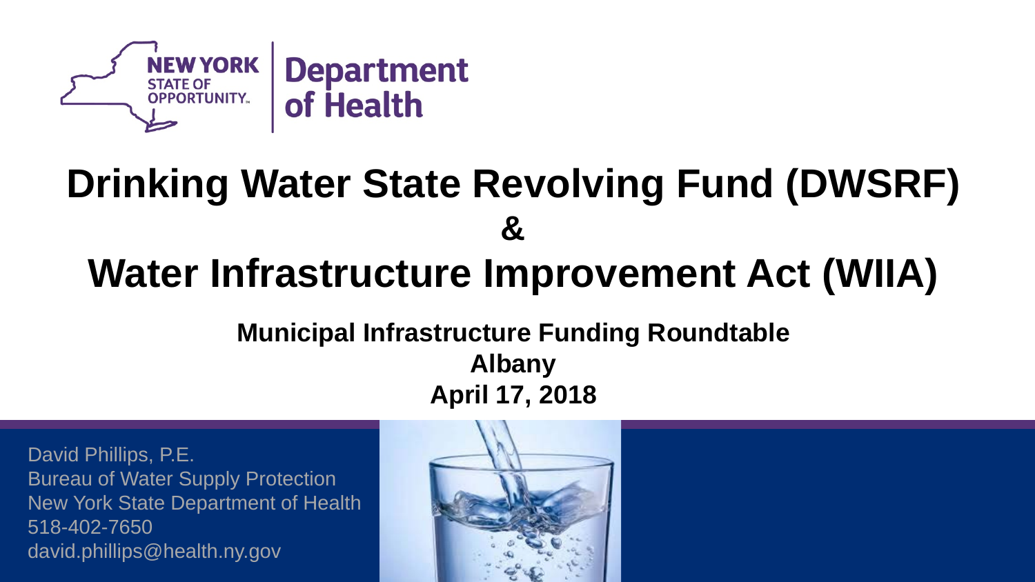NEW YORK STATE OF OPPORTUNITY. | Department of Health

# Drinking Water State Revolving Fund (DWSRF)

# &

# Water Infrastructure Improvement Act (WIIA)

**Municipal Infrastructure Funding Roundtable**

**Albany**

**April 17, 2018**

David Phillips, P.E.
Bureau of Water Supply Protection
New York State Department of Health
518-402-7650
david.phillips@health.ny.gov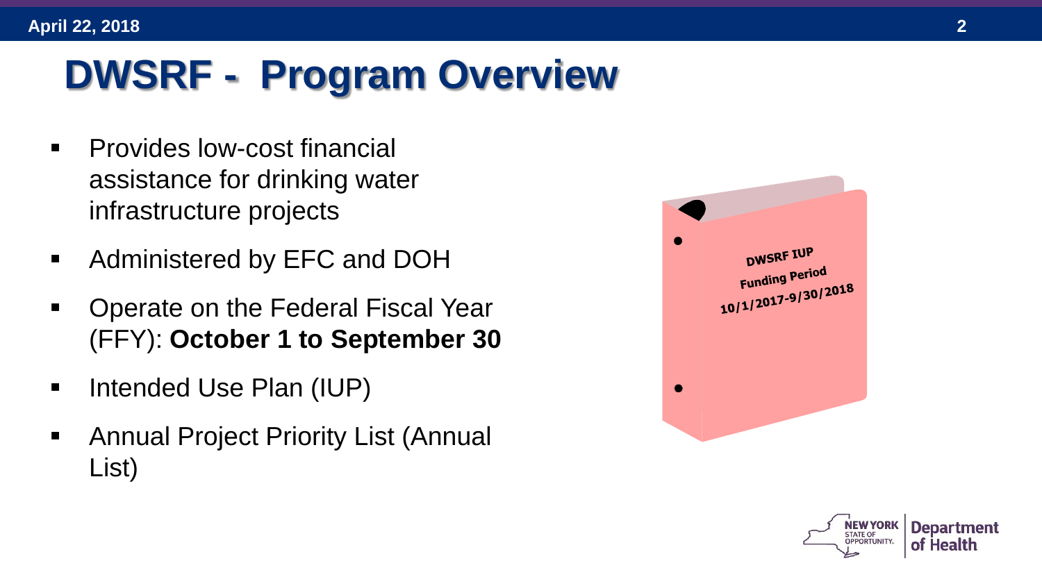# DWSRF - Program Overview

- Provides low-cost financial assistance for drinking water infrastructure projects
- Administered by EFC and DOH
- Operate on the Federal Fiscal Year (FFY): **October 1 to September 30**
- Intended Use Plan (IUP)
- Annual Project Priority List (Annual List)

DWSRF IUP
Funding Period
10/1/2017-9/30/2018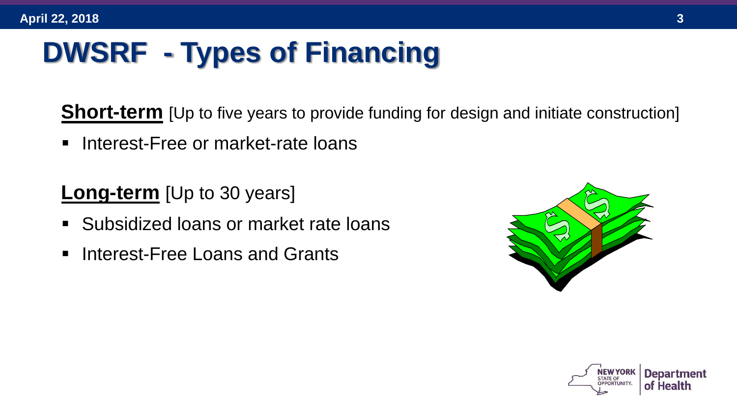# DWSRF - Types of Financing

**Short-term** [Up to five years to provide funding for design and initiate construction]

- Interest-Free or market-rate loans

**Long-term** [Up to 30 years]

- Subsidized loans or market rate loans
- Interest-Free Loans and Grants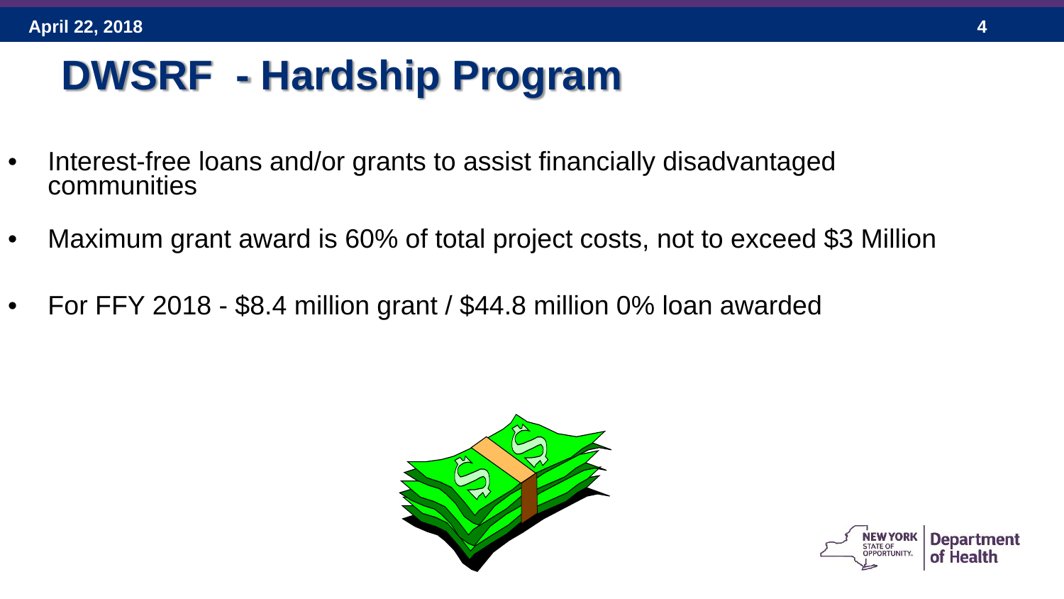# DWSRF - Hardship Program

- Interest-free loans and/or grants to assist financially disadvantaged communities
- Maximum grant award is 60% of total project costs, not to exceed $3 Million
- For FFY 2018 - $8.4 million grant / $44.8 million 0% loan awarded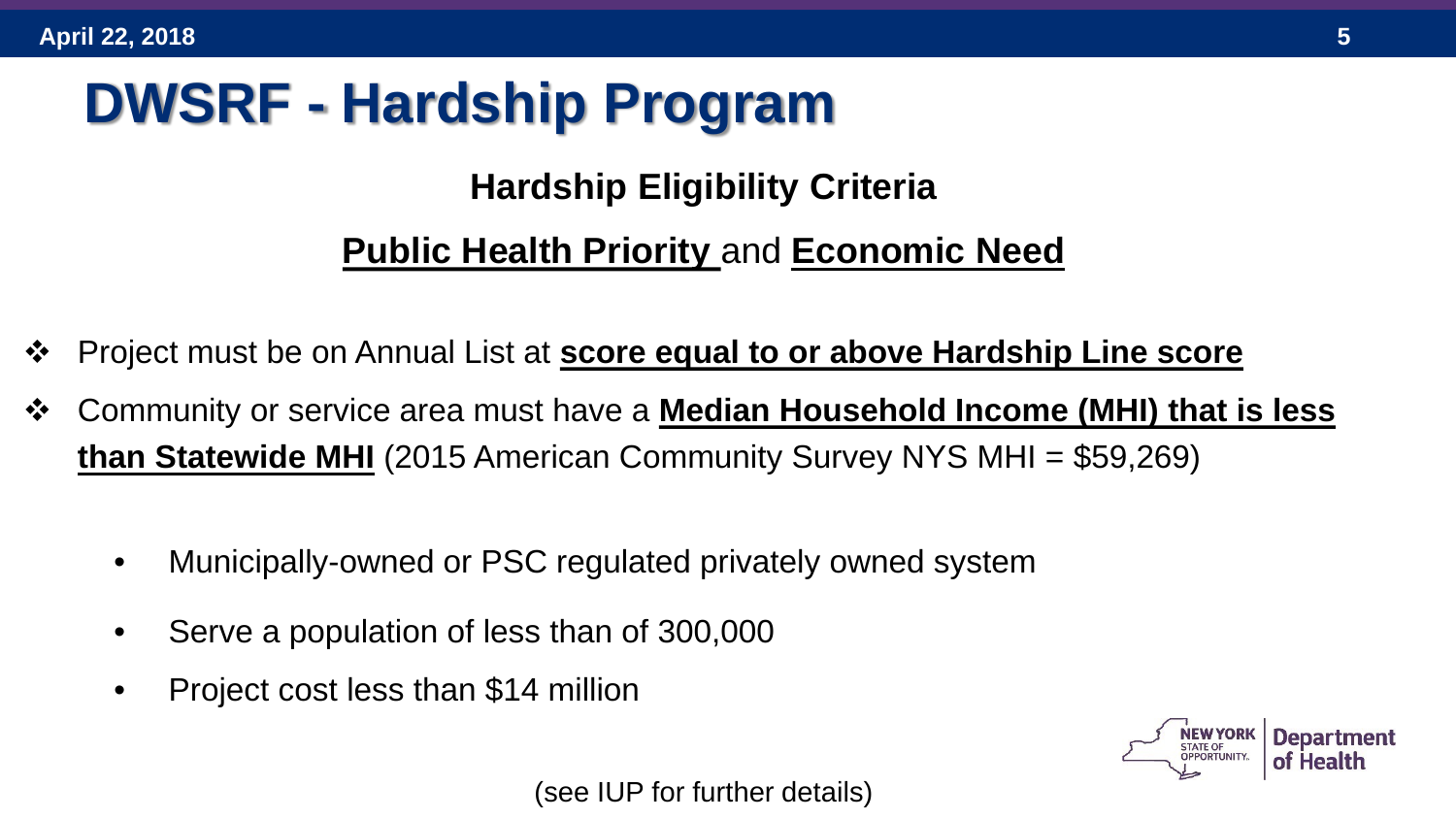# DWSRF - Hardship Program

## Hardship Eligibility Criteria

**Public Health Priority** and **Economic Need**

- Project must be on Annual List at **score equal to or above Hardship Line score**
- Community or service area must have a **Median Household Income (MHI) that is less than Statewide MHI** (2015 American Community Survey NYS MHI = $59,269)
  - Municipally-owned or PSC regulated privately owned system
  - Serve a population of less than of 300,000
  - Project cost less than $14 million

(see IUP for further details)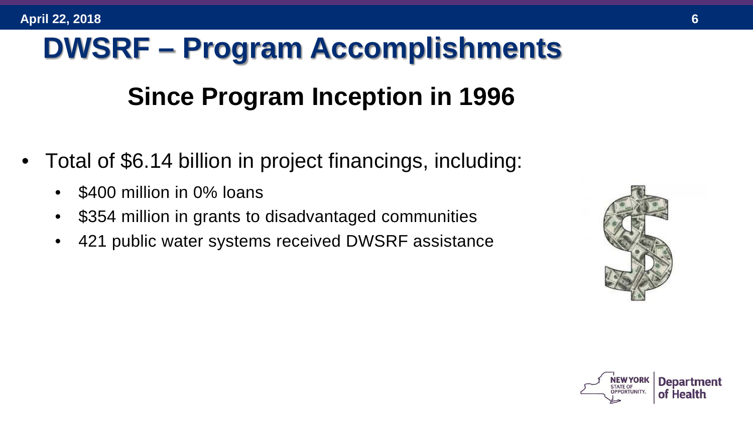# DWSRF – Program Accomplishments

## Since Program Inception in 1996

- Total of $6.14 billion in project financings, including:
  - $400 million in 0% loans
  - $354 million in grants to disadvantaged communities
  - 421 public water systems received DWSRF assistance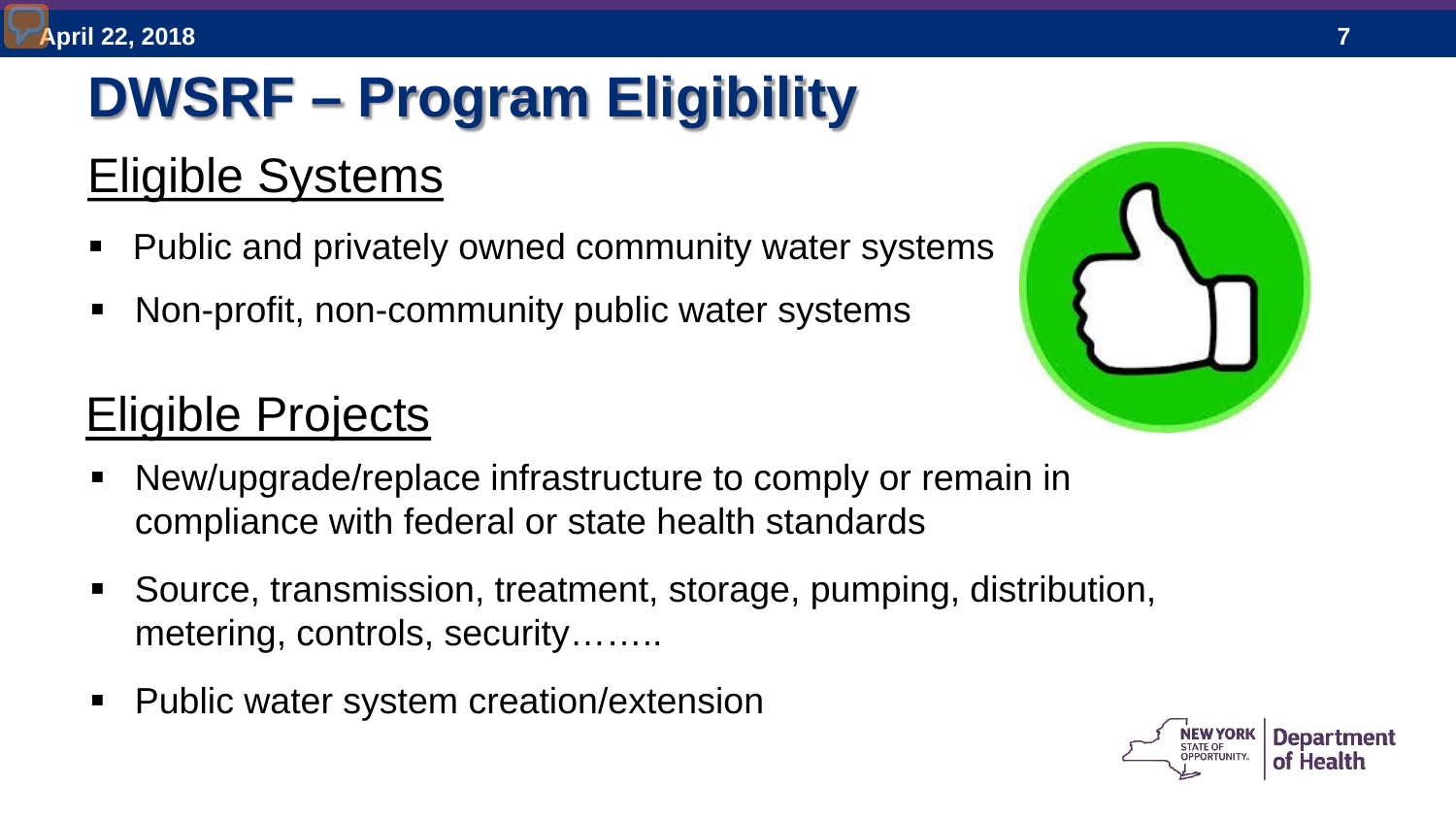# DWSRF – Program Eligibility

## Eligible Systems

- Public and privately owned community water systems
- Non-profit, non-community public water systems

## Eligible Projects

- New/upgrade/replace infrastructure to comply or remain in compliance with federal or state health standards
- Source, transmission, treatment, storage, pumping, distribution, metering, controls, security……..
- Public water system creation/extension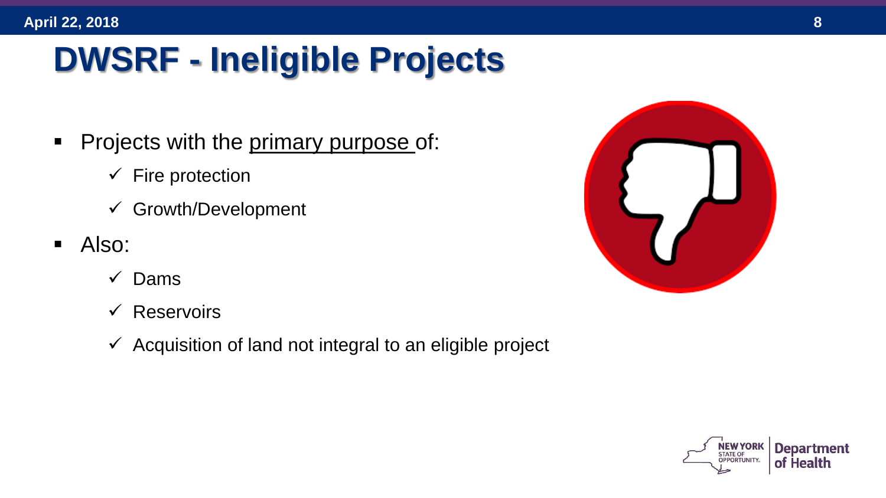# DWSRF - Ineligible Projects

- Projects with the primary purpose of:
  - ✓ Fire protection
  - ✓ Growth/Development
- Also:
  - ✓ Dams
  - ✓ Reservoirs
  - ✓ Acquisition of land not integral to an eligible project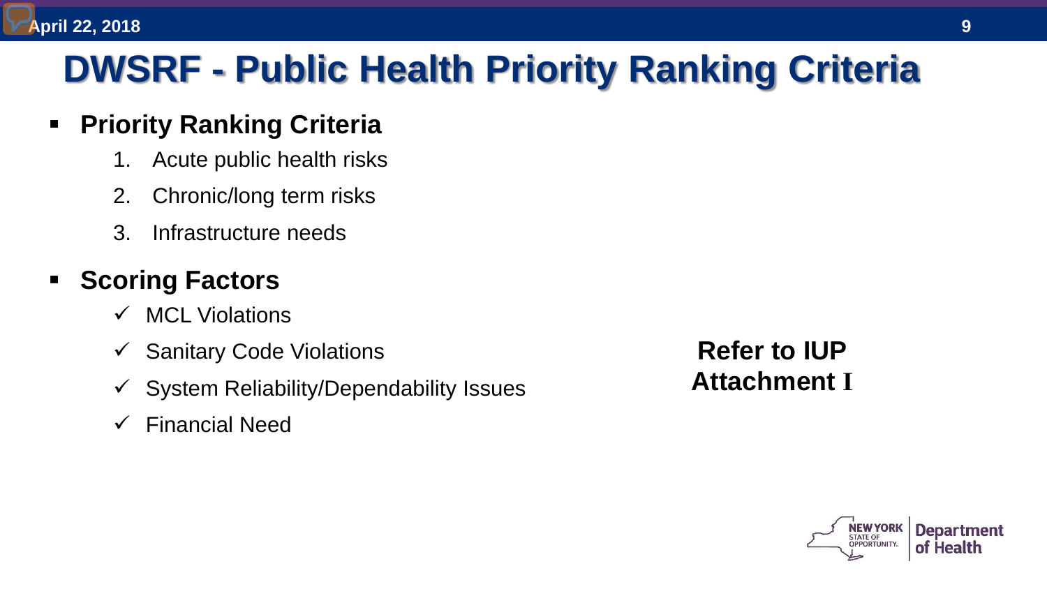# DWSRF - Public Health Priority Ranking Criteria

- **Priority Ranking Criteria**
  1. Acute public health risks
  2. Chronic/long term risks
  3. Infrastructure needs

- **Scoring Factors**
  - ✓ MCL Violations
  - ✓ Sanitary Code Violations
  - ✓ System Reliability/Dependability Issues
  - ✓ Financial Need

**Refer to IUP Attachment I**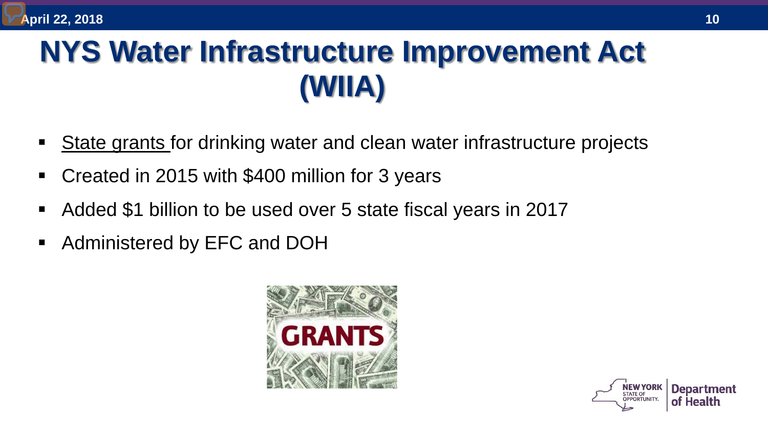# NYS Water Infrastructure Improvement Act (WIIA)

- State grants for drinking water and clean water infrastructure projects
- Created in 2015 with $400 million for 3 years
- Added $1 billion to be used over 5 state fiscal years in 2017
- Administered by EFC and DOH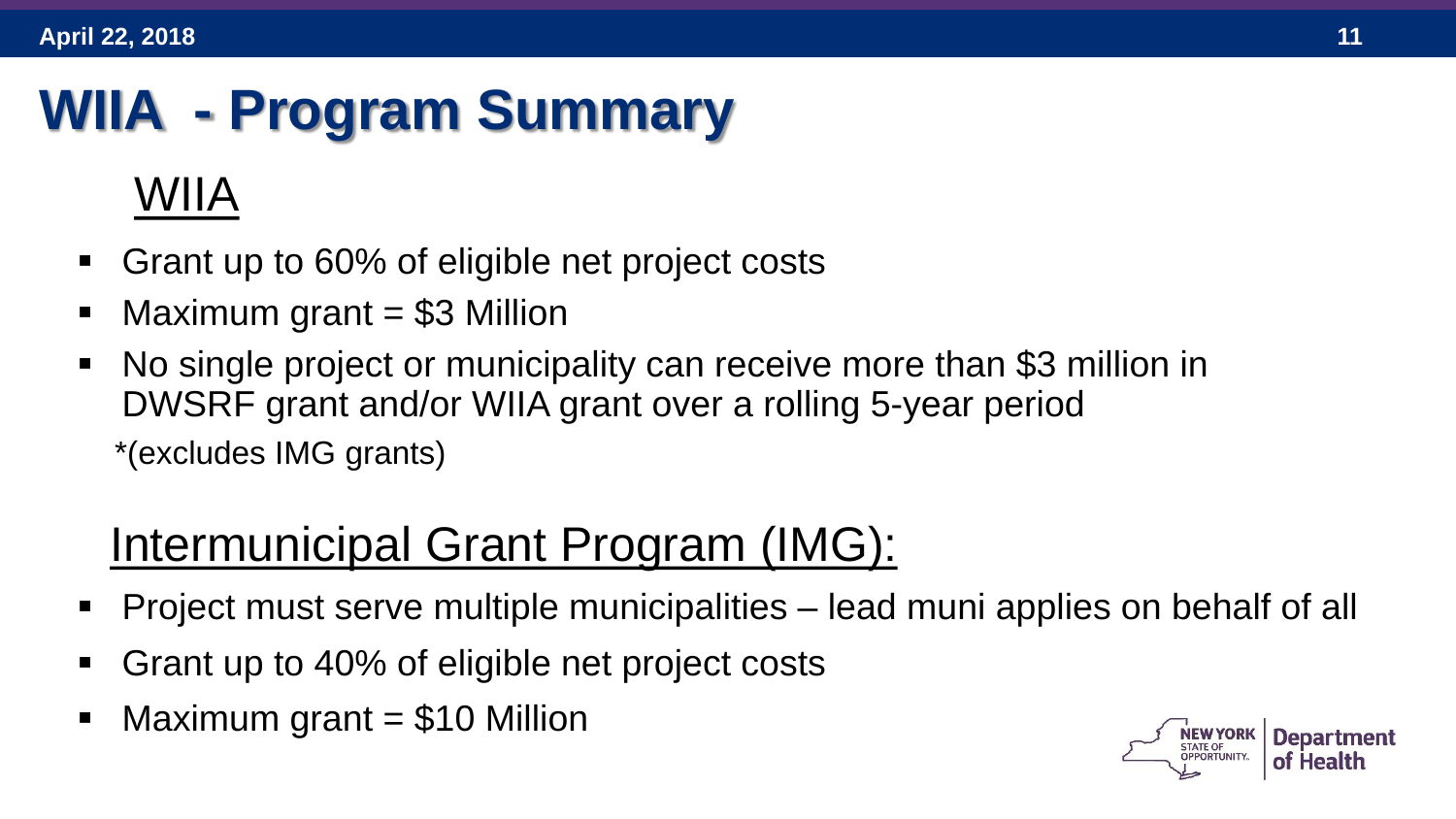# WIIA - Program Summary

## WIIA

- Grant up to 60% of eligible net project costs
- Maximum grant = $3 Million
- No single project or municipality can receive more than $3 million in DWSRF grant and/or WIIA grant over a rolling 5-year period

  *(excludes IMG grants)

## Intermunicipal Grant Program (IMG):

- Project must serve multiple municipalities – lead muni applies on behalf of all
- Grant up to 40% of eligible net project costs
- Maximum grant = $10 Million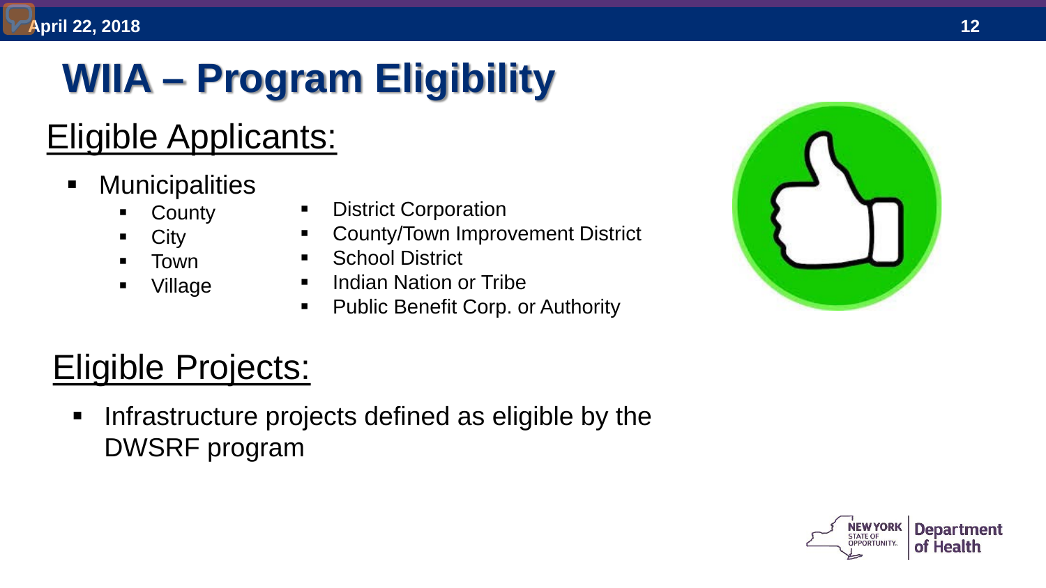# WIIA – Program Eligibility

## Eligible Applicants:

- Municipalities
  - County
  - City
  - Town
  - Village
  - District Corporation
  - County/Town Improvement District
  - School District
  - Indian Nation or Tribe
  - Public Benefit Corp. or Authority

## Eligible Projects:

- Infrastructure projects defined as eligible by the DWSRF program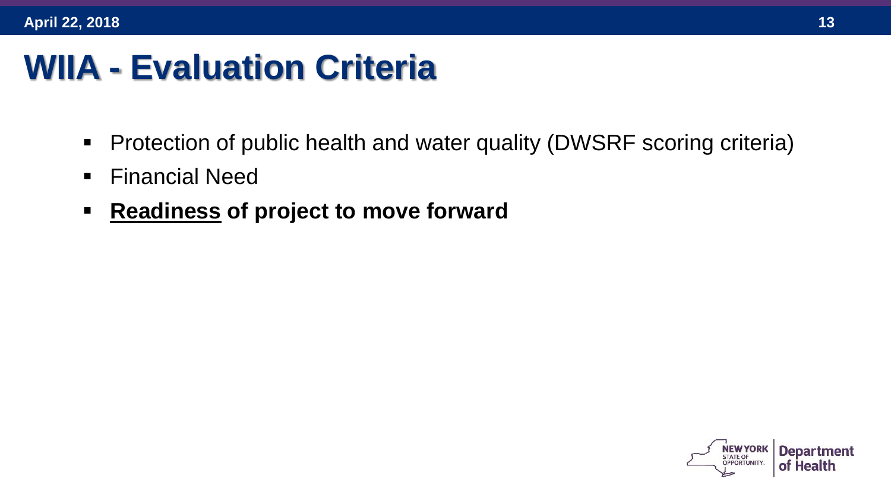# WIIA - Evaluation Criteria

- Protection of public health and water quality (DWSRF scoring criteria)
- Financial Need
- **<u>Readiness</u> of project to move forward**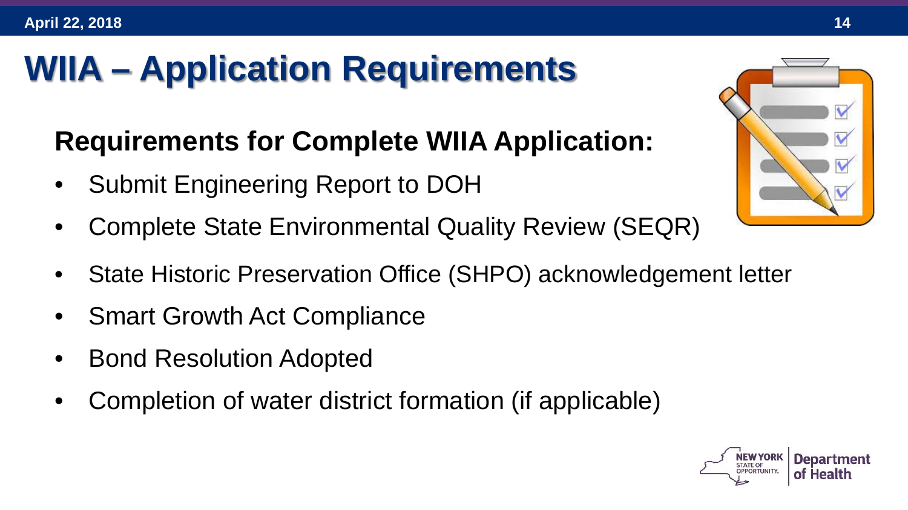# WIIA – Application Requirements

## Requirements for Complete WIIA Application:

- Submit Engineering Report to DOH
- Complete State Environmental Quality Review (SEQR)
- State Historic Preservation Office (SHPO) acknowledgement letter
- Smart Growth Act Compliance
- Bond Resolution Adopted
- Completion of water district formation (if applicable)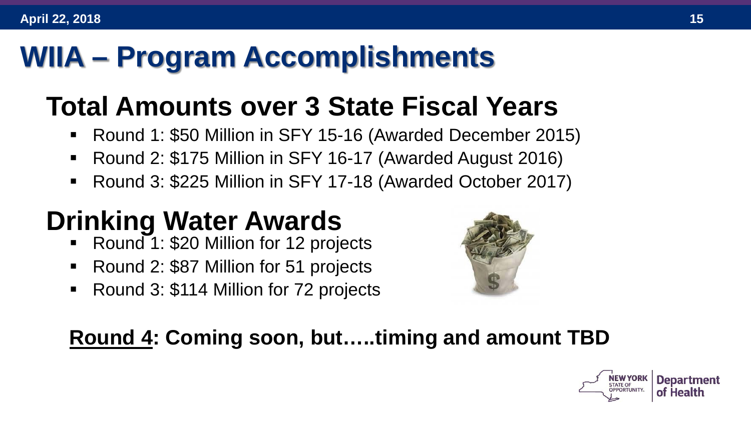# WIIA – Program Accomplishments

## Total Amounts over 3 State Fiscal Years

- Round 1: $50 Million in SFY 15-16 (Awarded December 2015)
- Round 2: $175 Million in SFY 16-17 (Awarded August 2016)
- Round 3: $225 Million in SFY 17-18 (Awarded October 2017)

## Drinking Water Awards

- Round 1: $20 Million for 12 projects
- Round 2: $87 Million for 51 projects
- Round 3: $114 Million for 72 projects

**Round 4: Coming soon, but…..timing and amount TBD**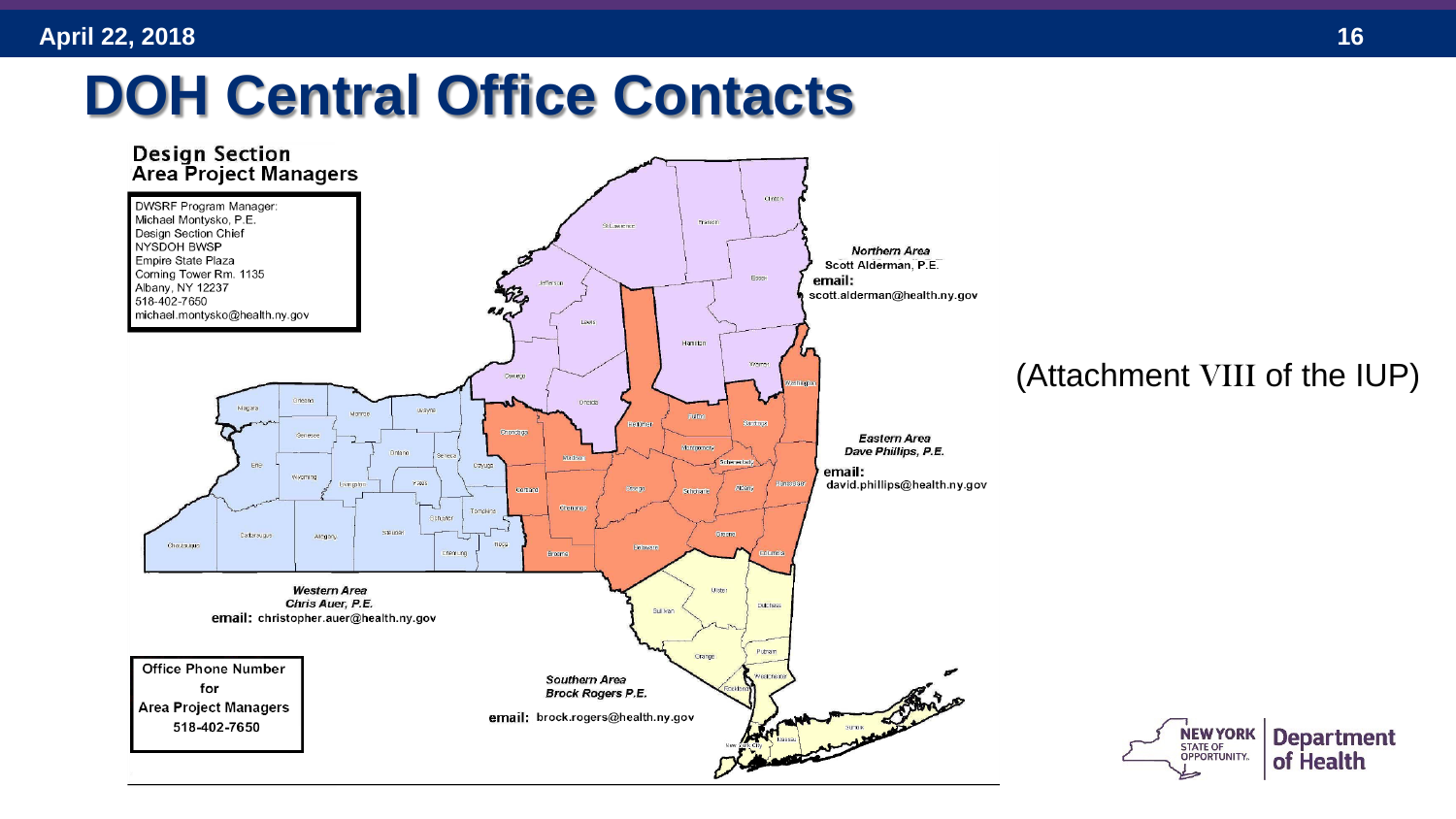# DOH Central Office Contacts

**Design Section Area Project Managers**

DWSRF Program Manager:
Michael Montysko, P.E.
Design Section Chief
NYSDOH BWSP
Empire State Plaza
Corning Tower Rm. 1135
Albany, NY 12237
518-402-7650
michael.montysko@health.ny.gov

*Northern Area*
Scott Alderman, P.E.
email: scott.alderman@health.ny.gov

*Eastern Area*
*Dave Phillips, P.E.*
email: david.phillips@health.ny.gov

*Western Area*
*Chris Auer, P.E.*
email: christopher.auer@health.ny.gov

*Southern Area*
*Brock Rogers P.E.*
email: brock.rogers@health.ny.gov

Office Phone Number for Area Project Managers
518-402-7650

(Attachment VIII of the IUP)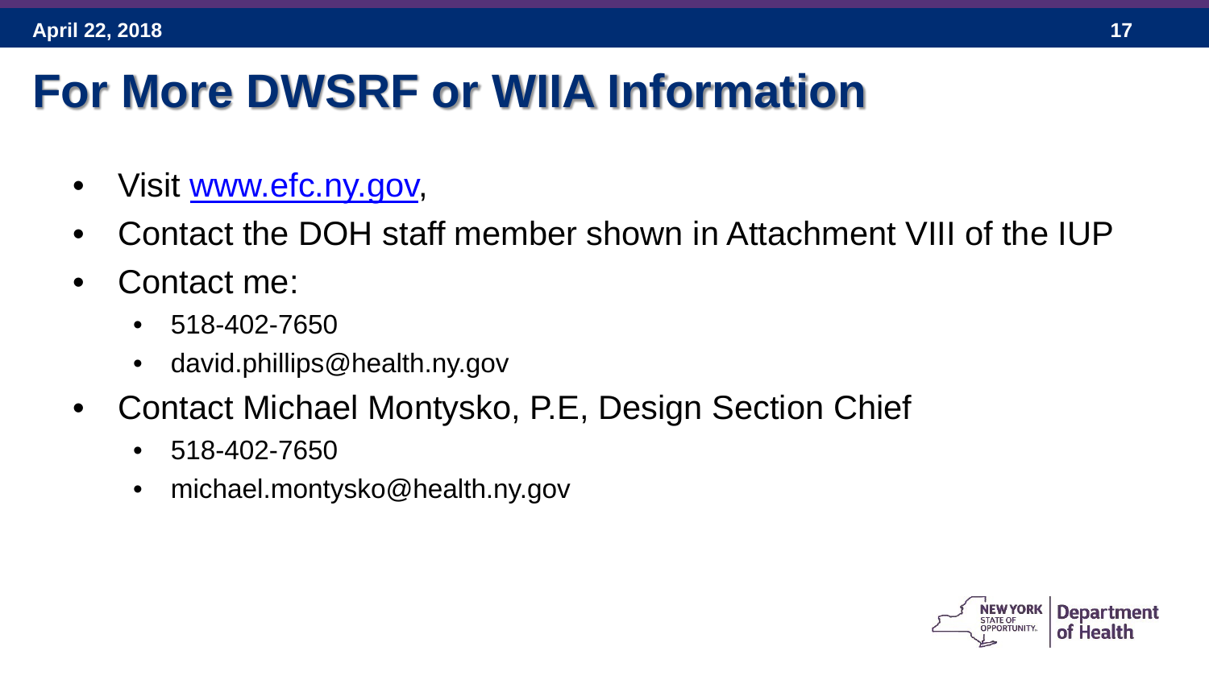# For More DWSRF or WIIA Information

- Visit [www.efc.ny.gov](http://www.efc.ny.gov),
- Contact the DOH staff member shown in Attachment VIII of the IUP
- Contact me:
  - 518-402-7650
  - david.phillips@health.ny.gov
- Contact Michael Montysko, P.E, Design Section Chief
  - 518-402-7650
  - michael.montysko@health.ny.gov